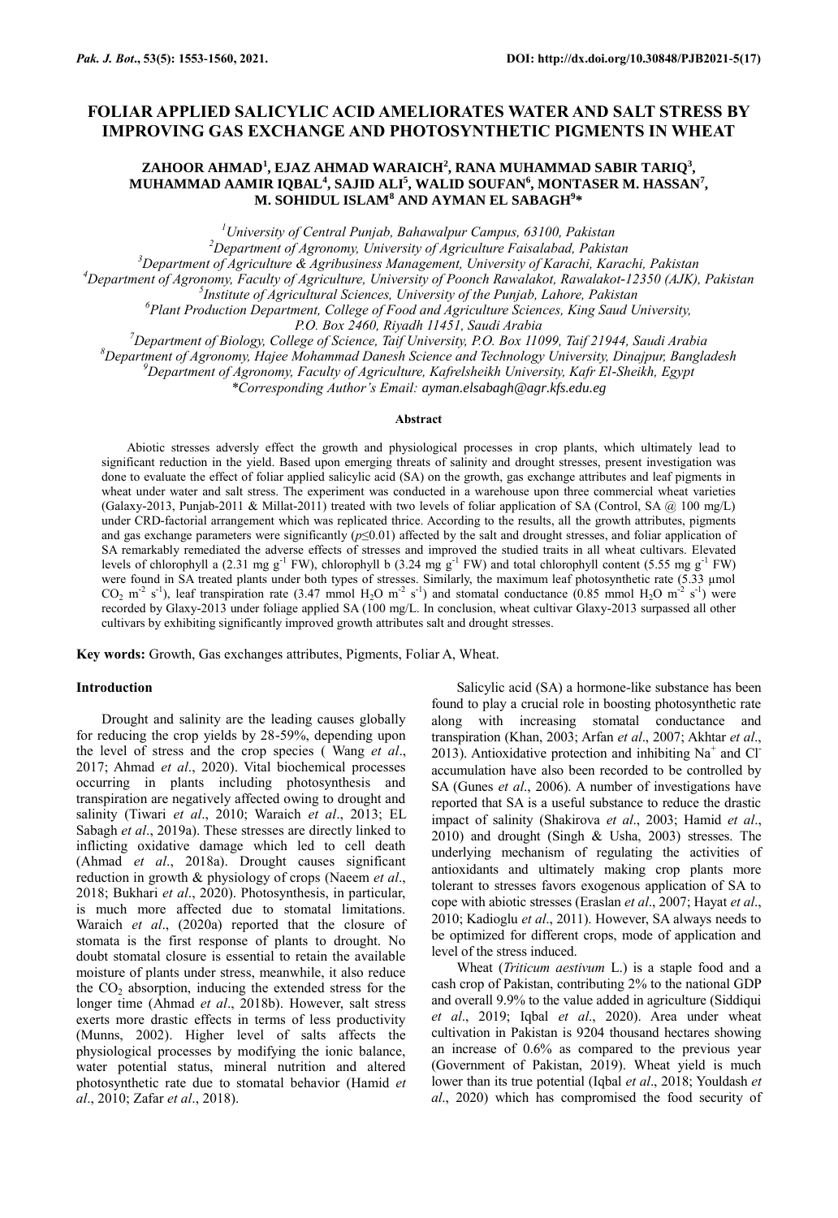# FOLIAR APPLIED SALICYLIC ACID AMELIORATES WATER AND SALT STRESS BY IMPROVING GAS EXCHANGE AND PHOTOSYNTHETIC PIGMENTS IN WHEAT

**ZAHOOR AHMAD[1], EJAZ AHMAD WARAICH[2], RANA MUHAMMAD SABIR TARIQ[3], MUHAMMAD AAMIR IQBAL[4], SAJID ALI[5], WALID SOUFAN[6], MONTASER M. HASSAN[7], M. SOHIDUL ISLAM[8] AND AYMAN EL SABAGH[9]***

[1]*University of Central Punjab, Bahawalpur Campus, 63100, Pakistan*
[2]*Department of Agronomy, University of Agriculture Faisalabad, Pakistan*
[3]*Department of Agriculture & Agribusiness Management, University of Karachi, Karachi, Pakistan*
[4]*Department of Agronomy, Faculty of Agriculture, University of Poonch Rawalakot, Rawalakot-12350 (AJK), Pakistan*
[5]*Institute of Agricultural Sciences, University of the Punjab, Lahore, Pakistan*
[6]*Plant Production Department, College of Food and Agriculture Sciences, King Saud University, P.O. Box 2460, Riyadh 11451, Saudi Arabia*
[7]*Department of Biology, College of Science, Taif University, P.O. Box 11099, Taif 21944, Saudi Arabia*
[8]*Department of Agronomy, Hajee Mohammad Danesh Science and Technology University, Dinajpur, Bangladesh*
[9]*Department of Agronomy, Faculty of Agriculture, Kafrelsheikh University, Kafr El-Sheikh, Egypt*
*\*Corresponding Author's Email: ayman.elsabagh@agr.kfs.edu.eg*

## Abstract

Abiotic stresses adversly effect the growth and physiological processes in crop plants, which ultimately lead to significant reduction in the yield. Based upon emerging threats of salinity and drought stresses, present investigation was done to evaluate the effect of foliar applied salicylic acid (SA) on the growth, gas exchange attributes and leaf pigments in wheat under water and salt stress. The experiment was conducted in a warehouse upon three commercial wheat varieties (Galaxy-2013, Punjab-2011 & Millat-2011) treated with two levels of foliar application of SA (Control, SA @ 100 mg/L) under CRD-factorial arrangement which was replicated thrice. According to the results, all the growth attributes, pigments and gas exchange parameters were significantly ($p \leq 0.01$) affected by the salt and drought stresses, and foliar application of SA remarkably remediated the adverse effects of stresses and improved the studied traits in all wheat cultivars. Elevated levels of chlorophyll a (2.31 mg $g^{-1}$ FW), chlorophyll b (3.24 mg $g^{-1}$ FW) and total chlorophyll content (5.55 mg $g^{-1}$ FW) were found in SA treated plants under both types of stresses. Similarly, the maximum leaf photosynthetic rate (5.33 µmol $CO_2$ $m^{-2}$ $s^{-1}$), leaf transpiration rate (3.47 mmol $H_2O$ $m^{-2}$ $s^{-1}$) and stomatal conductance (0.85 mmol $H_2O$ $m^{-2}$ $s^{-1}$) were recorded by Glxy-2013 under foliage applied SA (100 mg/L. In conclusion, wheat cultivar Glaxy-2013 surpassed all other cultivars by exhibiting significantly improved growth attributes salt and drought stresses.

**Key words:** Growth, Gas exchanges attributes, Pigments, Foliar A, Wheat.

## Introduction

Drought and salinity are the leading causes globally for reducing the crop yields by 28-59%, depending upon the level of stress and the crop species ( Wang *et al*., 2017; Ahmad *et al*., 2020). Vital biochemical processes occurring in plants including photosynthesis and transpiration are negatively affected owing to drought and salinity (Tiwari *et al*., 2010; Waraich *et al*., 2013; EL Sabagh *et al*., 2019a). These stresses are directly linked to inflicting oxidative damage which led to cell death (Ahmad *et al*., 2018a). Drought causes significant reduction in growth & physiology of crops (Naeem *et al*., 2018; Bukhari *et al*., 2020). Photosynthesis, in particular, is much more affected due to stomatal limitations. Waraich *et al*., (2020a) reported that the closure of stomata is the first response of plants to drought. No doubt stomatal closure is essential to retain the available moisture of plants under stress, meanwhile, it also reduce the $CO_2$ absorption, inducing the extended stress for the longer time (Ahmad *et al*., 2018b). However, salt stress exerts more drastic effects in terms of less productivity (Munns, 2002). Higher level of salts affects the physiological processes by modifying the ionic balance, water potential status, mineral nutrition and altered photosynthetic rate due to stomatal behavior (Hamid *et al*., 2010; Zafar *et al*., 2018).

Salicylic acid (SA) a hormone-like substance has been found to play a crucial role in boosting photosynthetic rate along with increasing stomatal conductance and transpiration (Khan, 2003; Arfan *et al*., 2007; Akhtar *et al*., 2013). Antioxidative protection and inhibiting $Na^+$ and $Cl^-$ accumulation have also been recorded to be controlled by SA (Gunes *et al*., 2006). A number of investigations have reported that SA is a useful substance to reduce the drastic impact of salinity (Shakirova *et al*., 2003; Hamid *et al*., 2010) and drought (Singh & Usha, 2003) stresses. The underlying mechanism of regulating the activities of antioxidants and ultimately making crop plants more tolerant to stresses favors exogenous application of SA to cope with abiotic stresses (Eraslan *et al*., 2007; Hayat *et al*., 2010; Kadioglu *et al*., 2011). However, SA always needs to be optimized for different crops, mode of application and level of the stress induced.

Wheat (*Triticum aestivum* L.) is a staple food and a cash crop of Pakistan, contributing 2% to the national GDP and overall 9.9% to the value added in agriculture (Siddiqui *et al*., 2019; Iqbal *et al*., 2020). Area under wheat cultivation in Pakistan is 9204 thousand hectares showing an increase of 0.6% as compared to the previous year (Government of Pakistan, 2019). Wheat yield is much lower than its true potential (Iqbal *et al*., 2018; Youldash *et al*., 2020) which has compromised the food security of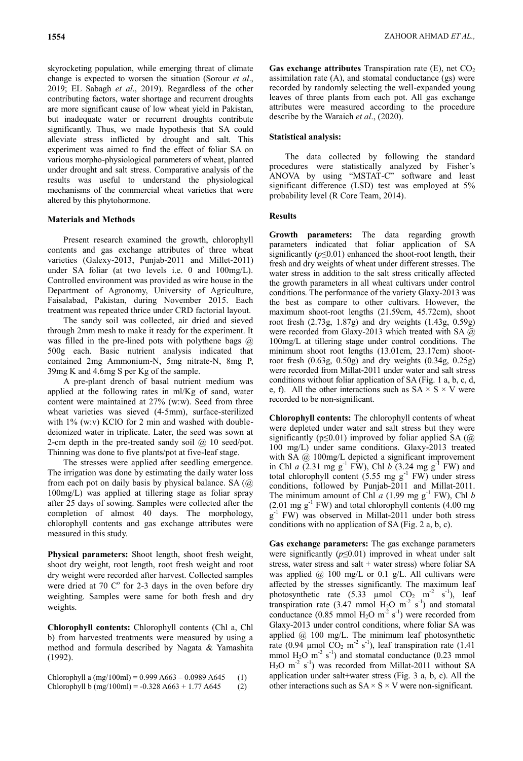skyrocketing population, while emerging threat of climate change is expected to worsen the situation (Sorour *et al*., 2019; EL Sabagh *et al*., 2019). Regardless of the other contributing factors, water shortage and recurrent droughts are more significant cause of low wheat yield in Pakistan, but inadequate water or recurrent droughts contribute significantly. Thus, we made hypothesis that SA could alleviate stress inflicted by drought and salt. This experiment was aimed to find the effect of foliar SA on various morpho-physiological parameters of wheat, planted under drought and salt stress. Comparative analysis of the results was useful to understand the physiological mechanisms of the commercial wheat varieties that were altered by this phytohormone.

## Materials and Methods

Present research examined the growth, chlorophyll contents and gas exchange attributes of three wheat varieties (Galexy-2013, Punjab-2011 and Millet-2011) under SA foliar (at two levels i.e. 0 and 100mg/L). Controlled environment was provided as wire house in the Department of Agronomy, University of Agriculture, Faisalabad, Pakistan, during November 2015. Each treatment was repeated thrice under CRD factorial layout.

The sandy soil was collected, air dried and sieved through 2mm mesh to make it ready for the experiment. It was filled in the pre-lined pots with polythene bags @ 500g each. Basic nutrient analysis indicated that contained 2mg Ammonium-N, 5mg nitrate-N, 8mg P, 39mg K and 4.6mg S per Kg of the sample.

A pre-plant drench of basal nutrient medium was applied at the following rates in ml/Kg of sand, water content were maintained at 27% (w:w). Seed from three wheat varieties was sieved (4-5mm), surface-sterilized with 1% (w:v) KClO for 2 min and washed with double-deionized water in triplicate. Later, the seed was sown at 2-cm depth in the pre-treated sandy soil @ 10 seed/pot. Thinning was done to five plants/pot at five-leaf stage.

The stresses were applied after seedling emergence. The irrigation was done by estimating the daily water loss from each pot on daily basis by physical balance. SA (@ 100mg/L) was applied at tillering stage as foliar spray after 25 days of sowing. Samples were collected after the completion of almost 40 days. The morphology, chlorophyll contents and gas exchange attributes were measured in this study.

**Physical parameters:** Shoot length, shoot fresh weight, shoot dry weight, root length, root fresh weight and root dry weight were recorded after harvest. Collected samples were dried at 70 $C^o$ for 2-3 days in the oven before dry weighting. Samples were same for both fresh and dry weights.

**Chlorophyll contents:** Chlorophyll contents (Chl a, Chl b) from harvested treatments were measured by using a method and formula described by Nagata & Yamashita (1992).

$$\text{Chlorophyll a (mg/100ml)} = 0.999\ A663 - 0.0989\ A645 \quad (1)$$

$$\text{Chlorophyll b (mg/100ml)} = -0.328\ A663 + 1.77\ A645 \quad (2)$$

**Gas exchange attributes** Transpiration rate (E), net $CO_2$ assimilation rate (A), and stomatal conductance (gs) were recorded by randomly selecting the well-expanded young leaves of three plants from each pot. All gas exchange attributes were measured according to the procedure describe by the Waraich *et al*., (2020).

### Statistical analysis:

The data collected by following the standard procedures were statistically analyzed by Fisher's ANOVA by using "MSTAT-C" software and least significant difference (LSD) test was employed at 5% probability level (R Core Team, 2014).

## Results

**Growth parameters:** The data regarding growth parameters indicated that foliar application of SA significantly ($p \leq 0.01$) enhanced the shoot-root length, their fresh and dry weights of wheat under different stresses. The water stress in addition to the salt stress critically affected the growth parameters in all wheat cultivars under control conditions. The performance of the variety Glaxy-2013 was the best as compare to other cultivars. However, the maximum shoot-root lengths (21.59cm, 45.72cm), shoot root fresh (2.73g, 1.87g) and dry weights (1.43g, 0.59g) were recorded from Glaxy-2013 which treated with SA @ 100mg/L at tillering stage under control conditions. The minimum shoot root lengths (13.01cm, 23.17cm) shoot-root fresh (0.63g, 0.50g) and dry weights (0.34g, 0.25g) were recorded from Millat-2011 under water and salt stress conditions without foliar application of SA (Fig. 1 a, b, c, d, e, f). All the other interactions such as SA × S × V were recorded to be non-significant.

**Chlorophyll contents:** The chlorophyll contents of wheat were depleted under water and salt stress but they were significantly ($p \leq 0.01$) improved by foliar applied SA (@ 100 mg/L) under same conditions. Glaxy-2013 treated with SA @ 100mg/L depicted a significant improvement in Chl *a* (2.31 mg $g^{-1}$ FW), Chl *b* (3.24 mg $g^{-1}$ FW) and total chlorophyll content (5.55 mg $g^{-1}$ FW) under stress conditions, followed by Punjab-2011 and Millat-2011. The minimum amount of Chl *a* (1.99 mg $g^{-1}$ FW), Chl *b* (2.01 mg $g^{-1}$ FW) and total chlorophyll contents (4.00 mg $g^{-1}$ FW) was observed in Millat-2011 under both stress conditions with no application of SA (Fig. 2 a, b, c).

**Gas exchange parameters:** The gas exchange parameters were significantly ($p \leq 0.01$) improved in wheat under salt stress, water stress and salt + water stress) where foliar SA was applied @ 100 mg/L or 0.1 g/L. All cultivars were affected by the stresses significantly. The maximum leaf photosynthetic rate (5.33 μmol $CO_2$ $m^{-2}$ $s^{-1}$), leaf transpiration rate (3.47 mmol $H_2O$ $m^{-2}$ $s^{-1}$) and stomatal conductance (0.85 mmol $H_2O$ $m^{-2}$ $s^{-1}$) were recorded from Glaxy-2013 under control conditions, where foliar SA was applied @ 100 mg/L. The minimum leaf photosynthetic rate (0.94 μmol $CO_2$ $m^{-2}$ $s^{-1}$), leaf transpiration rate (1.41 mmol $H_2O$ $m^{-2}$ $s^{-1}$) and stomatal conductance (0.23 mmol $H_2O$ $m^{-2}$ $s^{-1}$) was recorded from Millat-2011 without SA application under salt+water stress (Fig. 3 a, b, c). All the other interactions such as SA × S × V were non-significant.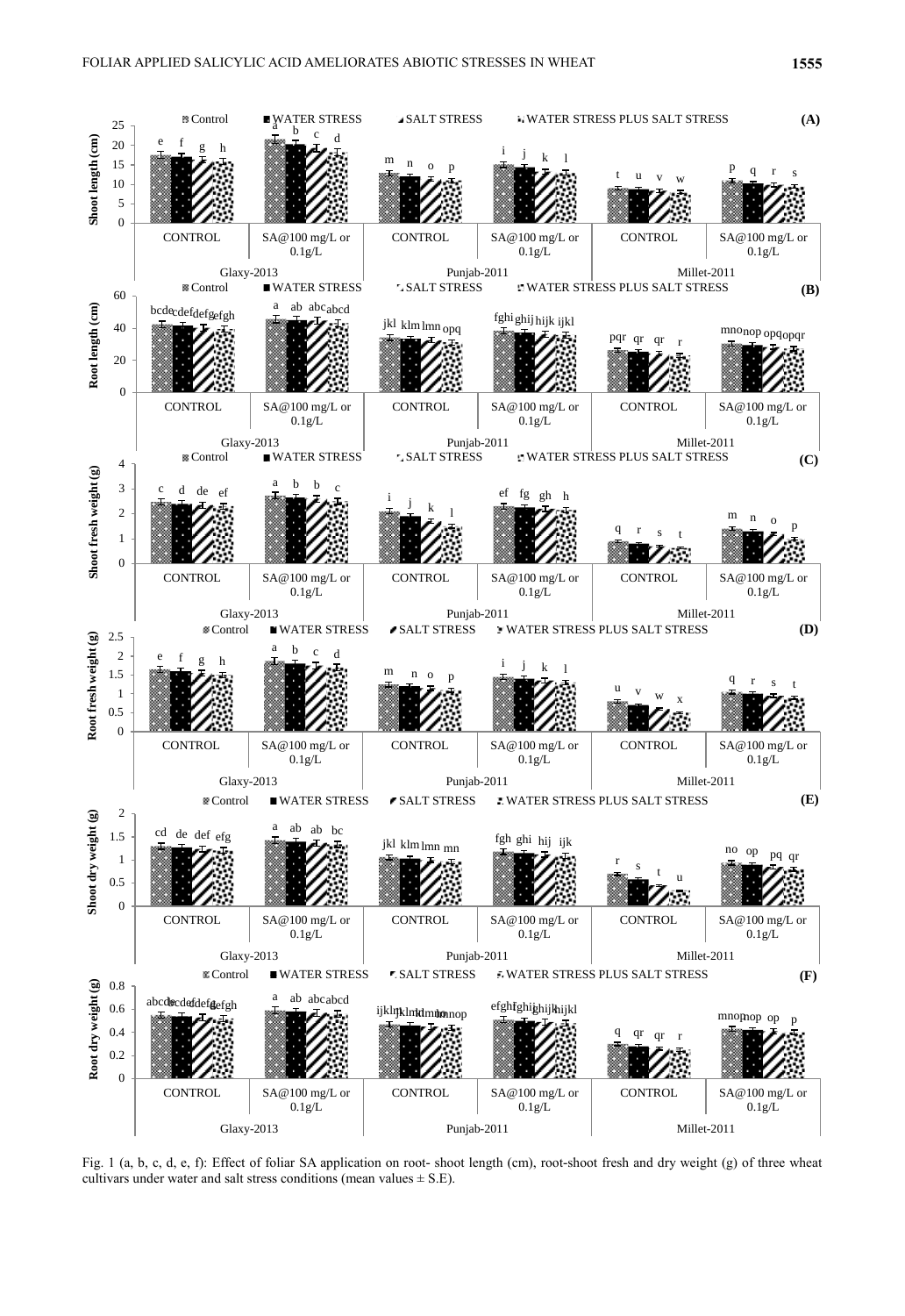Fig. 1 (a, b, c, d, e, f): Effect of foliar SA application on root- shoot length (cm), root-shoot fresh and dry weight (g) of three wheat cultivars under water and salt stress conditions (mean values ± S.E).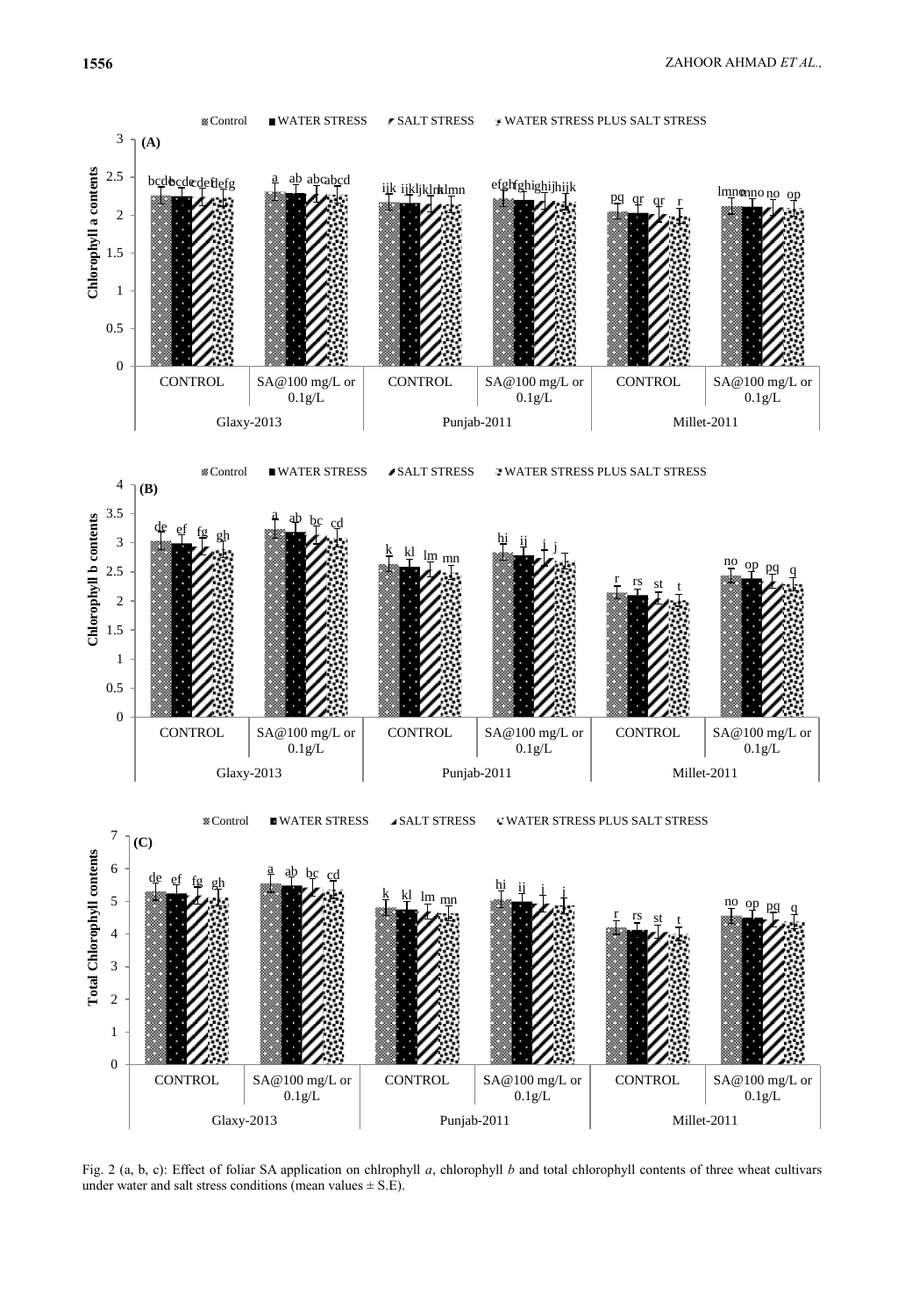Fig. 2 (a, b, c): Effect of foliar SA application on chlrophyll *a*, chlorophyll *b* and total chlorophyll contents of three wheat cultivars under water and salt stress conditions (mean values ± S.E).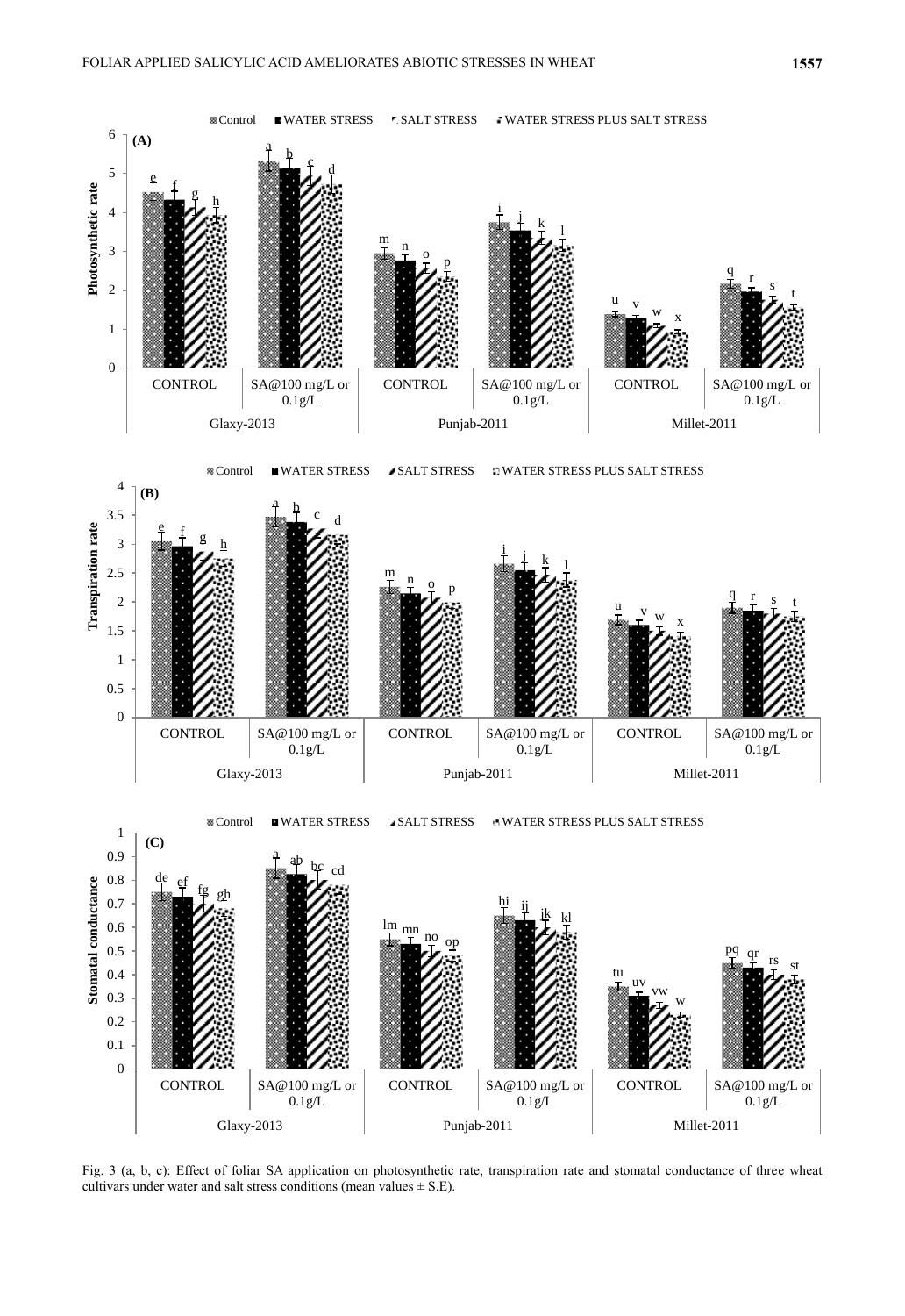Fig. 3 (a, b, c): Effect of foliar SA application on photosynthetic rate, transpiration rate and stomatal conductance of three wheat cultivars under water and salt stress conditions (mean values ± S.E).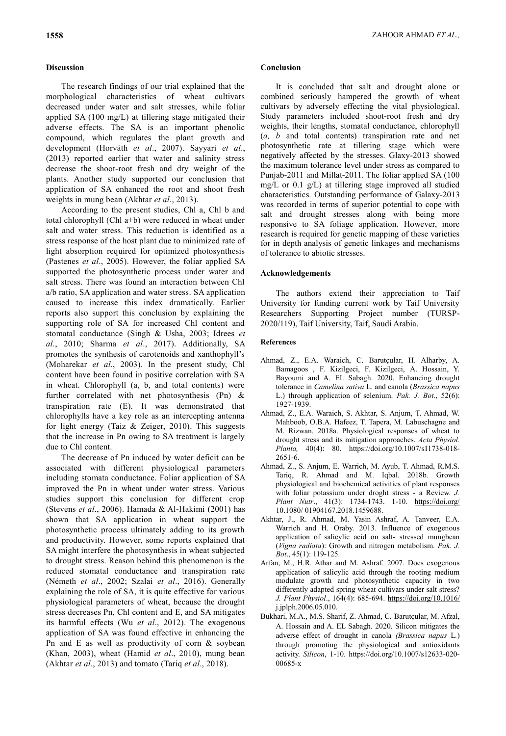## Discussion

The research findings of our trial explained that the morphological characteristics of wheat cultivars decreased under water and salt stresses, while foliar applied SA (100 mg/L) at tillering stage mitigated their adverse effects. The SA is an important phenolic compound, which regulates the plant growth and development (Horváth *et al*., 2007). Sayyari *et al*., (2013) reported earlier that water and salinity stress decrease the shoot-root fresh and dry weight of the plants. Another study supported our conclusion that application of SA enhanced the root and shoot fresh weights in mung bean (Akhtar *et al*., 2013).

According to the present studies, Chl a, Chl b and total chlorophyll (Chl a+b) were reduced in wheat under salt and water stress. This reduction is identified as a stress response of the host plant due to minimized rate of light absorption required for optimized photosynthesis (Pastenes *et al*., 2005). However, the foliar applied SA supported the photosynthetic process under water and salt stress. There was found an interaction between Chl a/b ratio, SA application and water stress. SA application caused to increase this index dramatically. Earlier reports also support this conclusion by explaining the supporting role of SA for increased Chl content and stomatal conductance (Singh & Usha, 2003; Idrees *et al*., 2010; Sharma *et al*., 2017). Additionally, SA promotes the synthesis of carotenoids and xanthophyll's (Moharekar *et al*., 2003). In the present study, Chl content have been found in positive correlation with SA in wheat. Chlorophyll (a, b, and total contents) were further correlated with net photosynthesis (Pn) & transpiration rate (E). It was demonstrated that chlorophylls have a key role as an intercepting antenna for light energy (Taiz & Zeiger, 2010). This suggests that the increase in Pn owing to SA treatment is largely due to Chl content.

The decrease of Pn induced by water deficit can be associated with different physiological parameters including stomata conductance. Foliar application of SA improved the Pn in wheat under water stress. Various studies support this conclusion for different crop (Stevens *et al*., 2006). Hamada & Al-Hakimi (2001) has shown that SA application in wheat support the photosynthetic process ultimately adding to its growth and productivity. However, some reports explained that SA might interfere the photosynthesis in wheat subjected to drought stress. Reason behind this phenomenon is the reduced stomatal conductance and transpiration rate (Németh *et al*., 2002; Szalai *et al*., 2016). Generally explaining the role of SA, it is quite effective for various physiological parameters of wheat, because the drought stress decreases Pn, Chl content and E, and SA mitigates its harmful effects (Wu *et al*., 2012). The exogenous application of SA was found effective in enhancing the Pn and E as well as productivity of corn & soybean (Khan, 2003), wheat (Hamid *et al*., 2010), mung bean (Akhtar *et al*., 2013) and tomato (Tariq *et al*., 2018).

## Conclusion

It is concluded that salt and drought alone or combined seriously hampered the growth of wheat cultivars by adversely effecting the vital physiological. Study parameters included shoot-root fresh and dry weights, their lengths, stomatal conductance, chlorophyll (*a, b* and total contents) transpiration rate and net photosynthetic rate at tillering stage which were negatively affected by the stresses. Glaxy-2013 showed the maximum tolerance level under stress as compared to Punjab-2011 and Millat-2011. The foliar applied SA (100 mg/L or 0.1 g/L) at tillering stage improved all studied characteristics. Outstanding performance of Galaxy-2013 was recorded in terms of superior potential to cope with salt and drought stresses along with being more responsive to SA foliage application. However, more research is required for genetic mapping of these varieties for in depth analysis of genetic linkages and mechanisms of tolerance to abiotic stresses.

## Acknowledgements

The authors extend their appreciation to Taif University for funding current work by Taif University Researchers Supporting Project number (TURSP-2020/119), Taif University, Taif, Saudi Arabia.

## References

Ahmad, Z., E.A. Waraich, C. Barutçular, H. Alharby, A. Bamagoos , F. Kizilgeci, F. Kizilgeci, A. Hossain, Y. Bayoumi and A. EL Sabagh. 2020. Enhancing drought tolerance in *Camelina sativa* L. and canola (*Brassica napus* L.) through application of selenium. *Pak. J. Bot*., 52(6): 1927-1939.

Ahmad, Z., E.A. Waraich, S. Akhtar, S. Anjum, T. Ahmad, W. Mahboob, O.B.A. Hafeez, T. Tapera, M. Labuschagne and M. Rizwan. 2018a. Physiological responses of wheat to drought stress and its mitigation approaches. *Acta Physiol. Planta,* 40(4): 80. https://doi.org/10.1007/s11738-018-2651-6.

Ahmad, Z., S. Anjum, E. Warrich, M. Ayub, T. Ahmad, R.M.S. Tariq, R. Ahmad and M. Iqbal. 2018b. Growth physiological and biochemical activities of plant responses with foliar potassium under droght stress - a Review. *J. Plant Nutr*., 41(3): 1734-1743. 1-10. https://doi.org/ 10.1080/ 01904167.2018.1459688.

Akhtar, J., R. Ahmad, M. Yasin Ashraf, A. Tanveer, E.A. Warrich and H. Oraby. 2013. Influence of exogenous application of salicylic acid on salt- stressed mungbean (*Vigna radiata*): Growth and nitrogen metabolism. *Pak. J. Bot*., 45(1): 119-125.

Arfan, M., H.R. Athar and M. Ashraf. 2007. Does exogenous application of salicylic acid through the rooting medium modulate growth and photosynthetic capacity in two differently adapted spring wheat cultivars under salt stress? *J. Plant Physiol*., 164(4): 685-694. https://doi.org/10.1016/ j.jplph.2006.05.010.

Bukhari, M.A., M.S. Sharif, Z. Ahmad, C. Barutçular, M. Afzal, A. Hossain and A. EL Sabagh. 2020. Silicon mitigates the adverse effect of drought in canola *(Brassica napus* L*.*) through promoting the physiological and antioxidants activity. *Silicon*, 1-10. https://doi.org/10.1007/s12633-020-00685-x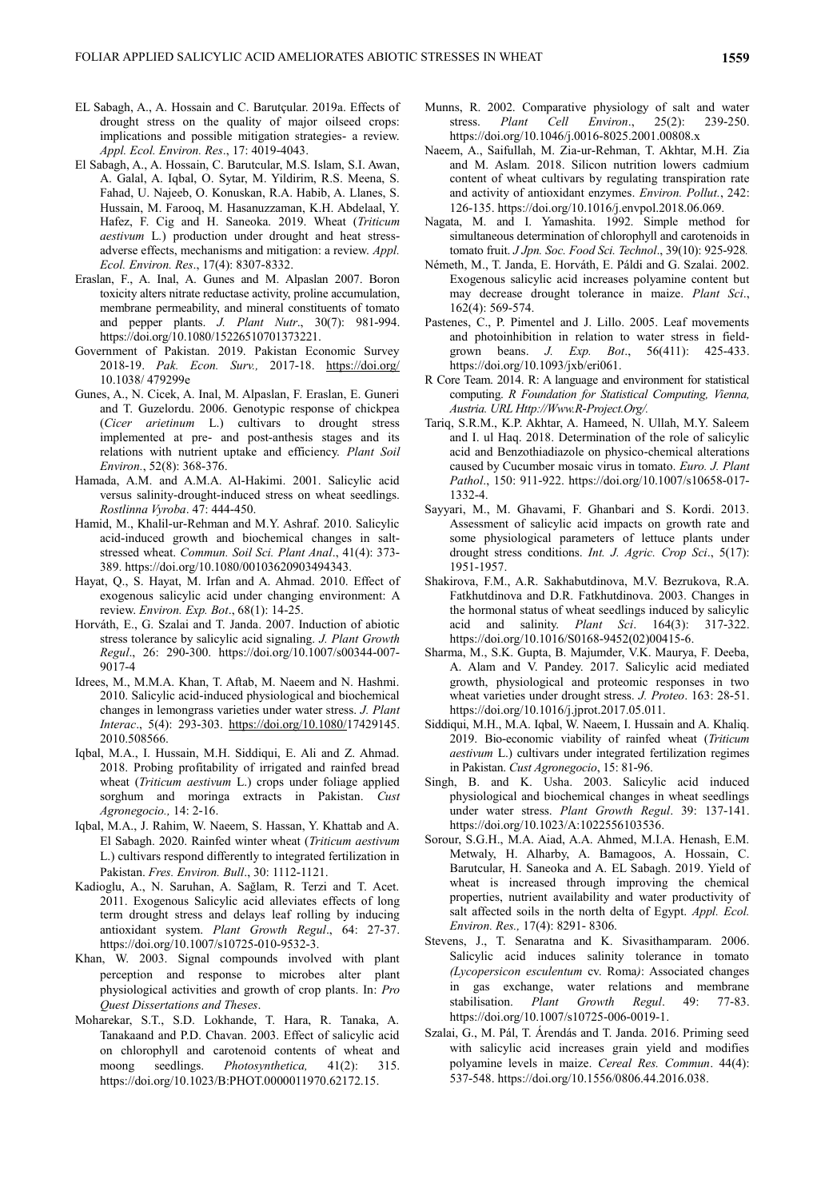EL Sabagh, A., A. Hossain and C. Barutçular. 2019a. Effects of drought stress on the quality of major oilseed crops: implications and possible mitigation strategies- a review. *Appl. Ecol. Environ. Res*., 17: 4019-4043.

El Sabagh, A., A. Hossain, C. Barutcular, M.S. Islam, S.I. Awan, A. Galal, A. Iqbal, O. Sytar, M. Yildirim, R.S. Meena, S. Fahad, U. Najeeb, O. Konuskan, R.A. Habib, A. Llanes, S. Hussain, M. Farooq, M. Hasanuzzaman, K.H. Abdelaal, Y. Hafez, F. Cig and H. Saneoka. 2019. Wheat (*Triticum aestivum* L.) production under drought and heat stress-adverse effects, mechanisms and mitigation: a review. *Appl. Ecol. Environ. Res*., 17(4): 8307-8332.

Eraslan, F., A. Inal, A. Gunes and M. Alpaslan 2007. Boron toxicity alters nitrate reductase activity, proline accumulation, membrane permeability, and mineral constituents of tomato and pepper plants. *J. Plant Nutr*., 30(7): 981-994. https://doi.org/10.1080/15226510701373221.

Government of Pakistan. 2019. Pakistan Economic Survey 2018-19. *Pak. Econ. Surv.,* 2017-18. https://doi.org/ 10.1038/ 479299e

Gunes, A., N. Cicek, A. Inal, M. Alpaslan, F. Eraslan, E. Guneri and T. Guzelordu. 2006. Genotypic response of chickpea (*Cicer arietinum* L.) cultivars to drought stress implemented at pre- and post-anthesis stages and its relations with nutrient uptake and efficiency. *Plant Soil Environ.*, 52(8): 368-376.

Hamada, A.M. and A.M.A. Al-Hakimi. 2001. Salicylic acid versus salinity-drought-induced stress on wheat seedlings. *Rostlinna Vyroba*. 47: 444-450.

Hamid, M., Khalil-ur-Rehman and M.Y. Ashraf. 2010. Salicylic acid-induced growth and biochemical changes in salt-stressed wheat. *Commun. Soil Sci. Plant Anal*., 41(4): 373-389. https://doi.org/10.1080/00103620903494343.

Hayat, Q., S. Hayat, M. Irfan and A. Ahmad. 2010. Effect of exogenous salicylic acid under changing environment: A review. *Environ. Exp. Bot*., 68(1): 14-25.

Horváth, E., G. Szalai and T. Janda. 2007. Induction of abiotic stress tolerance by salicylic acid signaling. *J. Plant Growth Regul*., 26: 290-300. https://doi.org/10.1007/s00344-007-9017-4

Idrees, M., M.M.A. Khan, T. Aftab, M. Naeem and N. Hashmi. 2010. Salicylic acid-induced physiological and biochemical changes in lemongrass varieties under water stress. *J. Plant Interac*., 5(4): 293-303. https://doi.org/10.1080/17429145. 2010.508566.

Iqbal, M.A., I. Hussain, M.H. Siddiqui, E. Ali and Z. Ahmad. 2018. Probing profitability of irrigated and rainfed bread wheat (*Triticum aestivum* L.) crops under foliage applied sorghum and moringa extracts in Pakistan. *Cust Agronegocio.,* 14: 2-16.

Iqbal, M.A., J. Rahim, W. Naeem, S. Hassan, Y. Khattab and A. El Sabagh. 2020. Rainfed winter wheat (*Triticum aestivum* L.) cultivars respond differently to integrated fertilization in Pakistan. *Fres. Environ. Bull*., 30: 1112-1121.

Kadioglu, A., N. Saruhan, A. Sağlam, R. Terzi and T. Acet. 2011. Exogenous Salicylic acid alleviates effects of long term drought stress and delays leaf rolling by inducing antioxidant system. *Plant Growth Regul*., 64: 27-37. https://doi.org/10.1007/s10725-010-9532-3.

Khan, W. 2003. Signal compounds involved with plant perception and response to microbes alter plant physiological activities and growth of crop plants. In: *Pro Quest Dissertations and Theses*.

Moharekar, S.T., S.D. Lokhande, T. Hara, R. Tanaka, A. Tanakaand and P.D. Chavan. 2003. Effect of salicylic acid on chlorophyll and carotenoid contents of wheat and moong seedlings. *Photosynthetica,* 41(2): 315. https://doi.org/10.1023/B:PHOT.0000011970.62172.15.

Munns, R. 2002. Comparative physiology of salt and water stress. *Plant Cell Environ*., 25(2): 239-250. https://doi.org/10.1046/j.0016-8025.2001.00808.x

Naeem, A., Saifullah, M. Zia-ur-Rehman, T. Akhtar, M.H. Zia and M. Aslam. 2018. Silicon nutrition lowers cadmium content of wheat cultivars by regulating transpiration rate and activity of antioxidant enzymes. *Environ. Pollut.*, 242: 126-135. https://doi.org/10.1016/j.envpol.2018.06.069.

Nagata, M. and I. Yamashita. 1992. Simple method for simultaneous determination of chlorophyll and carotenoids in tomato fruit. *J Jpn. Soc. Food Sci. Technol*., 39(10): 925-928.

Németh, M., T. Janda, E. Horváth, E. Páldi and G. Szalai. 2002. Exogenous salicylic acid increases polyamine content but may decrease drought tolerance in maize. *Plant Sci*., 162(4): 569-574.

Pastenes, C., P. Pimentel and J. Lillo. 2005. Leaf movements and photoinhibition in relation to water stress in field-grown beans. *J. Exp. Bot*., 56(411): 425-433. https://doi.org/10.1093/jxb/eri061.

R Core Team. 2014. R: A language and environment for statistical computing. *R Foundation for Statistical Computing, Vienna, Austria. URL Http://Www.R-Project.Org/.*

Tariq, S.R.M., K.P. Akhtar, A. Hameed, N. Ullah, M.Y. Saleem and I. ul Haq. 2018. Determination of the role of salicylic acid and Benzothiadiazole on physico-chemical alterations caused by Cucumber mosaic virus in tomato. *Euro. J. Plant Pathol*., 150: 911-922. https://doi.org/10.1007/s10658-017-1332-4.

Sayyari, M., M. Ghavami, F. Ghanbari and S. Kordi. 2013. Assessment of salicylic acid impacts on growth rate and some physiological parameters of lettuce plants under drought stress conditions. *Int. J. Agric. Crop Sci*., 5(17): 1951-1957.

Shakirova, F.M., A.R. Sakhabutdinova, M.V. Bezrukova, R.A. Fatkhutdinova and D.R. Fatkhutdinova. 2003. Changes in the hormonal status of wheat seedlings induced by salicylic acid and salinity. *Plant Sci*. 164(3): 317-322. https://doi.org/10.1016/S0168-9452(02)00415-6.

Sharma, M., S.K. Gupta, B. Majumder, V.K. Maurya, F. Deeba, A. Alam and V. Pandey. 2017. Salicylic acid mediated growth, physiological and proteomic responses in two wheat varieties under drought stress. *J. Proteo*. 163: 28-51. https://doi.org/10.1016/j.jprot.2017.05.011.

Siddiqui, M.H., M.A. Iqbal, W. Naeem, I. Hussain and A. Khaliq. 2019. Bio-economic viability of rainfed wheat (*Triticum aestivum* L.) cultivars under integrated fertilization regimes in Pakistan. *Cust Agronegocio*, 15: 81-96.

Singh, B. and K. Usha. 2003. Salicylic acid induced physiological and biochemical changes in wheat seedlings under water stress. *Plant Growth Regul*. 39: 137-141. https://doi.org/10.1023/A:1022556103536.

Sorour, S.G.H., M.A. Aiad, A.A. Ahmed, M.I.A. Henash, E.M. Metwaly, H. Alharby, A. Bamagoos, A. Hossain, C. Barutcular, H. Saneoka and A. EL Sabagh. 2019. Yield of wheat is increased through improving the chemical properties, nutrient availability and water productivity of salt affected soils in the north delta of Egypt. *Appl. Ecol. Environ. Res.,* 17(4): 8291- 8306.

Stevens, J., T. Senaratna and K. Sivasithamparam. 2006. Salicylic acid induces salinity tolerance in tomato *(Lycopersicon esculentum* cv. Roma*)*: Associated changes in gas exchange, water relations and membrane stabilisation. *Plant Growth Regul*. 49: 77-83. https://doi.org/10.1007/s10725-006-0019-1.

Szalai, G., M. Pál, T. Árendás and T. Janda. 2016. Priming seed with salicylic acid increases grain yield and modifies polyamine levels in maize. *Cereal Res. Commun*. 44(4): 537-548. https://doi.org/10.1556/0806.44.2016.038.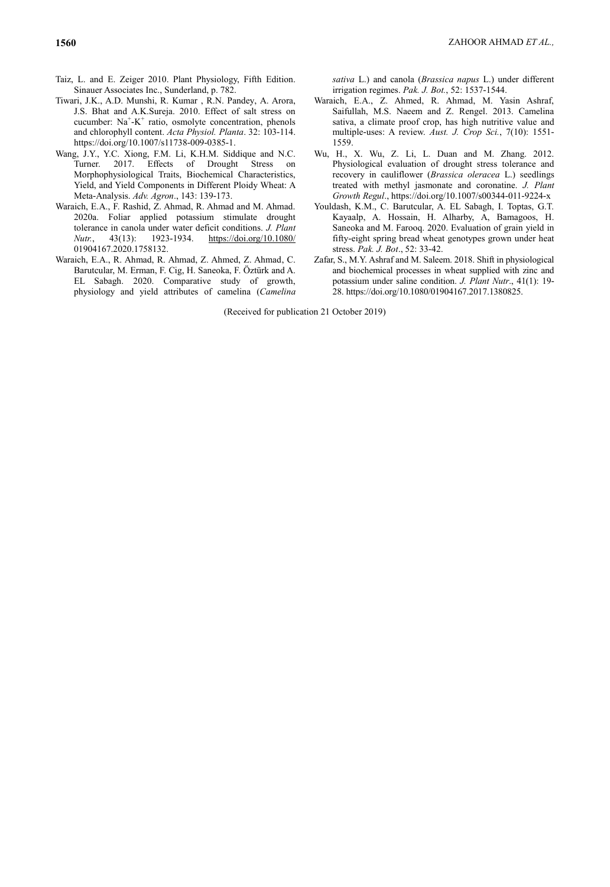Taiz, L. and E. Zeiger 2010. Plant Physiology, Fifth Edition. Sinauer Associates Inc., Sunderland, p. 782.

Tiwari, J.K., A.D. Munshi, R. Kumar , R.N. Pandey, A. Arora, J.S. Bhat and A.K.Sureja. 2010. Effect of salt stress on cucumber: $Na^+$-$K^+$ ratio, osmolyte concentration, phenols and chlorophyll content. *Acta Physiol. Planta*. 32: 103-114. https://doi.org/10.1007/s11738-009-0385-1.

Wang, J.Y., Y.C. Xiong, F.M. Li, K.H.M. Siddique and N.C. Turner. 2017. Effects of Drought Stress on Morphophysiological Traits, Biochemical Characteristics, Yield, and Yield Components in Different Ploidy Wheat: A Meta-Analysis. *Adv. Agron*., 143: 139-173.

Waraich, E.A., F. Rashid, Z. Ahmad, R. Ahmad and M. Ahmad. 2020a. Foliar applied potassium stimulate drought tolerance in canola under water deficit conditions. *J. Plant Nutr.*, 43(13): 1923-1934. https://doi.org/10.1080/01904167.2020.1758132.

Waraich, E.A., R. Ahmad, R. Ahmad, Z. Ahmed, Z. Ahmad, C. Barutcular, M. Erman, F. Cig, H. Saneoka, F. Öztürk and A. EL Sabagh. 2020. Comparative study of growth, physiology and yield attributes of camelina (*Camelina sativa* L.) and canola (*Brassica napus* L.) under different irrigation regimes. *Pak. J. Bot.*, 52: 1537-1544.

Waraich, E.A., Z. Ahmed, R. Ahmad, M. Yasin Ashraf, Saifullah, M.S. Naeem and Z. Rengel. 2013. Camelina sativa, a climate proof crop, has high nutritive value and multiple-uses: A review. *Aust. J. Crop Sci.*, 7(10): 1551-1559.

Wu, H., X. Wu, Z. Li, L. Duan and M. Zhang. 2012. Physiological evaluation of drought stress tolerance and recovery in cauliflower (*Brassica oleracea* L.) seedlings treated with methyl jasmonate and coronatine. *J. Plant Growth Regul*., https://doi.org/10.1007/s00344-011-9224-x

Youldash, K.M., C. Barutcular, A. EL Sabagh, I. Toptas, G.T. Kayaalp, A. Hossain, H. Alharby, A, Bamagoos, H. Saneoka and M. Farooq. 2020. Evaluation of grain yield in fifty-eight spring bread wheat genotypes grown under heat stress. *Pak. J. Bot*., 52: 33-42.

Zafar, S., M.Y. Ashraf and M. Saleem. 2018. Shift in physiological and biochemical processes in wheat supplied with zinc and potassium under saline condition. *J. Plant Nutr*., 41(1): 19-28. https://doi.org/10.1080/01904167.2017.1380825.

(Received for publication 21 October 2019)